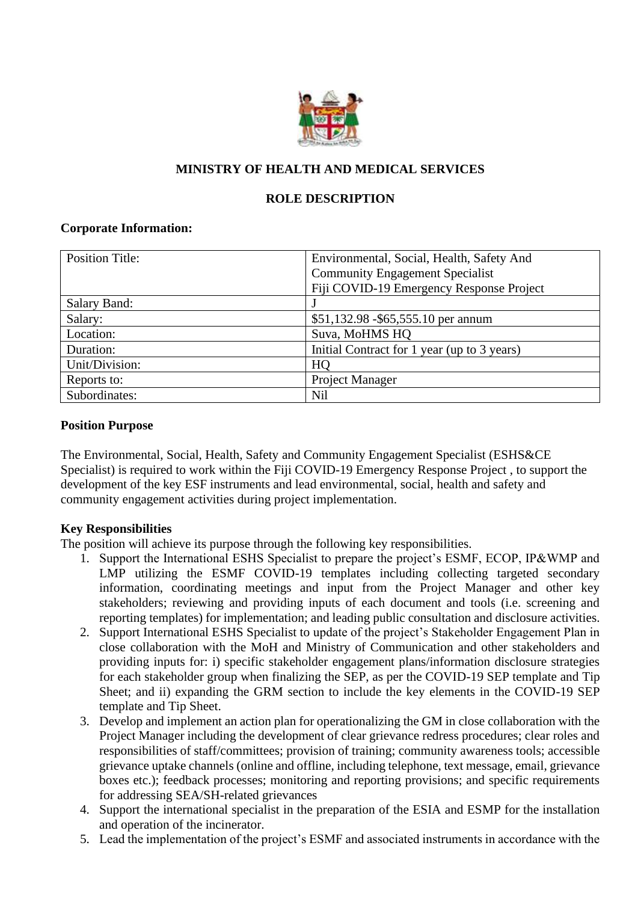**MINISTRY OF HEALTH AND MEDICAL SERVICES**

**ROLE DESCRIPTION**

**Corporate Information:**

| Position Title: | Environmental, Social, Health, Safety And Community Engagement Specialist Fiji COVID-19 Emergency Response Project |
|---|---|
| Salary Band: | J |
| Salary: | $51,132.98 -$65,555.10 per annum |
| Location: | Suva, MoHMS HQ |
| Duration: | Initial Contract for 1 year (up to 3 years) |
| Unit/Division: | HQ |
| Reports to: | Project Manager |
| Subordinates: | Nil |

**Position Purpose**

The Environmental, Social, Health, Safety and Community Engagement Specialist (ESHS&CE Specialist) is required to work within the Fiji COVID-19 Emergency Response Project , to support the development of the key ESF instruments and lead environmental, social, health and safety and community engagement activities during project implementation.

**Key Responsibilities**

The position will achieve its purpose through the following key responsibilities.

1. Support the International ESHS Specialist to prepare the project's ESMF, ECOP, IP&WMP and LMP utilizing the ESMF COVID-19 templates including collecting targeted secondary information, coordinating meetings and input from the Project Manager and other key stakeholders; reviewing and providing inputs of each document and tools (i.e. screening and reporting templates) for implementation; and leading public consultation and disclosure activities.
2. Support International ESHS Specialist to update of the project's Stakeholder Engagement Plan in close collaboration with the MoH and Ministry of Communication and other stakeholders and providing inputs for: i) specific stakeholder engagement plans/information disclosure strategies for each stakeholder group when finalizing the SEP, as per the COVID-19 SEP template and Tip Sheet; and ii) expanding the GRM section to include the key elements in the COVID-19 SEP template and Tip Sheet.
3. Develop and implement an action plan for operationalizing the GM in close collaboration with the Project Manager including the development of clear grievance redress procedures; clear roles and responsibilities of staff/committees; provision of training; community awareness tools; accessible grievance uptake channels (online and offline, including telephone, text message, email, grievance boxes etc.); feedback processes; monitoring and reporting provisions; and specific requirements for addressing SEA/SH-related grievances
4. Support the international specialist in the preparation of the ESIA and ESMP for the installation and operation of the incinerator.
5. Lead the implementation of the project's ESMF and associated instruments in accordance with the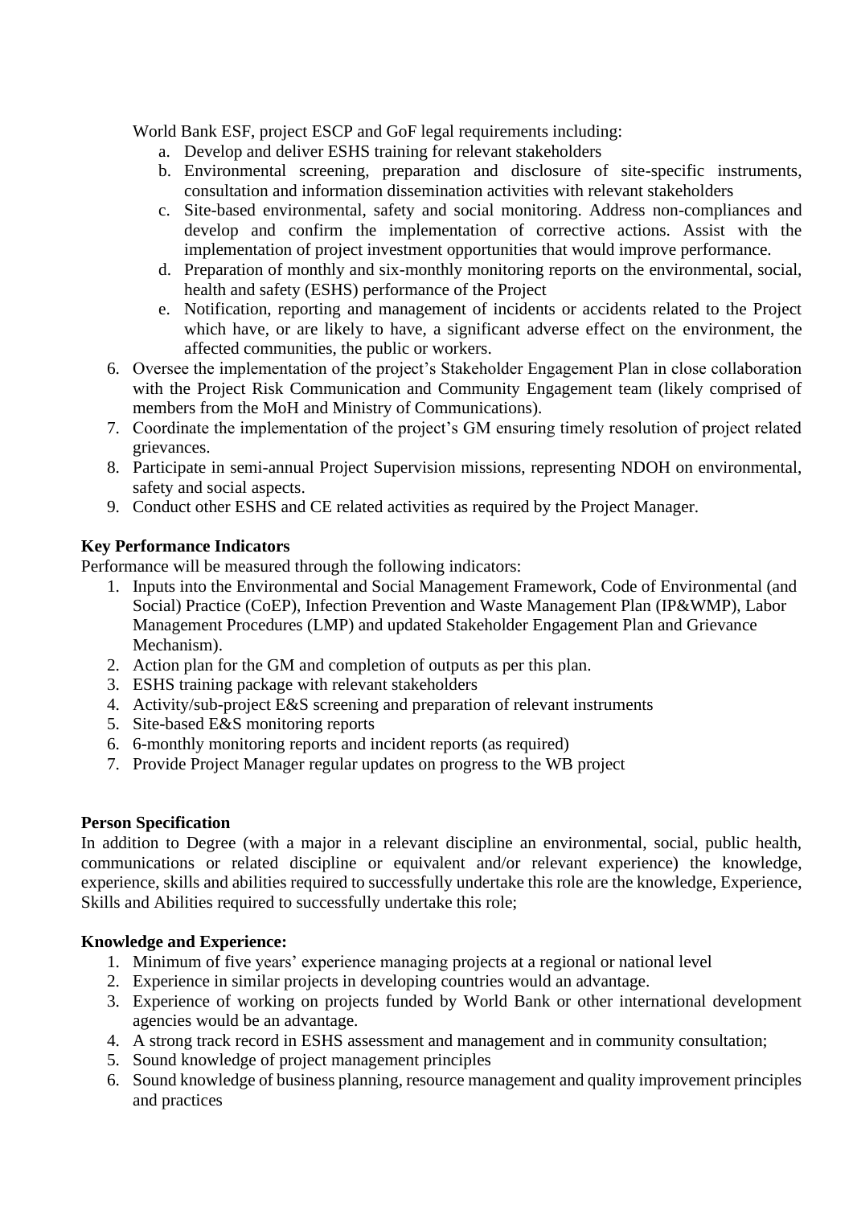World Bank ESF, project ESCP and GoF legal requirements including:

   a. Develop and deliver ESHS training for relevant stakeholders
   b. Environmental screening, preparation and disclosure of site-specific instruments, consultation and information dissemination activities with relevant stakeholders
   c. Site-based environmental, safety and social monitoring. Address non-compliances and develop and confirm the implementation of corrective actions. Assist with the implementation of project investment opportunities that would improve performance.
   d. Preparation of monthly and six-monthly monitoring reports on the environmental, social, health and safety (ESHS) performance of the Project
   e. Notification, reporting and management of incidents or accidents related to the Project which have, or are likely to have, a significant adverse effect on the environment, the affected communities, the public or workers.

6. Oversee the implementation of the project's Stakeholder Engagement Plan in close collaboration with the Project Risk Communication and Community Engagement team (likely comprised of members from the MoH and Ministry of Communications).
7. Coordinate the implementation of the project's GM ensuring timely resolution of project related grievances.
8. Participate in semi-annual Project Supervision missions, representing NDOH on environmental, safety and social aspects.
9. Conduct other ESHS and CE related activities as required by the Project Manager.

**Key Performance Indicators**

Performance will be measured through the following indicators:

1. Inputs into the Environmental and Social Management Framework, Code of Environmental (and Social) Practice (CoEP), Infection Prevention and Waste Management Plan (IP&WMP), Labor Management Procedures (LMP) and updated Stakeholder Engagement Plan and Grievance Mechanism).
2. Action plan for the GM and completion of outputs as per this plan.
3. ESHS training package with relevant stakeholders
4. Activity/sub-project E&S screening and preparation of relevant instruments
5. Site-based E&S monitoring reports
6. 6-monthly monitoring reports and incident reports (as required)
7. Provide Project Manager regular updates on progress to the WB project

**Person Specification**

In addition to Degree (with a major in a relevant discipline an environmental, social, public health, communications or related discipline or equivalent and/or relevant experience) the knowledge, experience, skills and abilities required to successfully undertake this role are the knowledge, Experience, Skills and Abilities required to successfully undertake this role;

**Knowledge and Experience:**

1. Minimum of five years' experience managing projects at a regional or national level
2. Experience in similar projects in developing countries would an advantage.
3. Experience of working on projects funded by World Bank or other international development agencies would be an advantage.
4. A strong track record in ESHS assessment and management and in community consultation;
5. Sound knowledge of project management principles
6. Sound knowledge of business planning, resource management and quality improvement principles and practices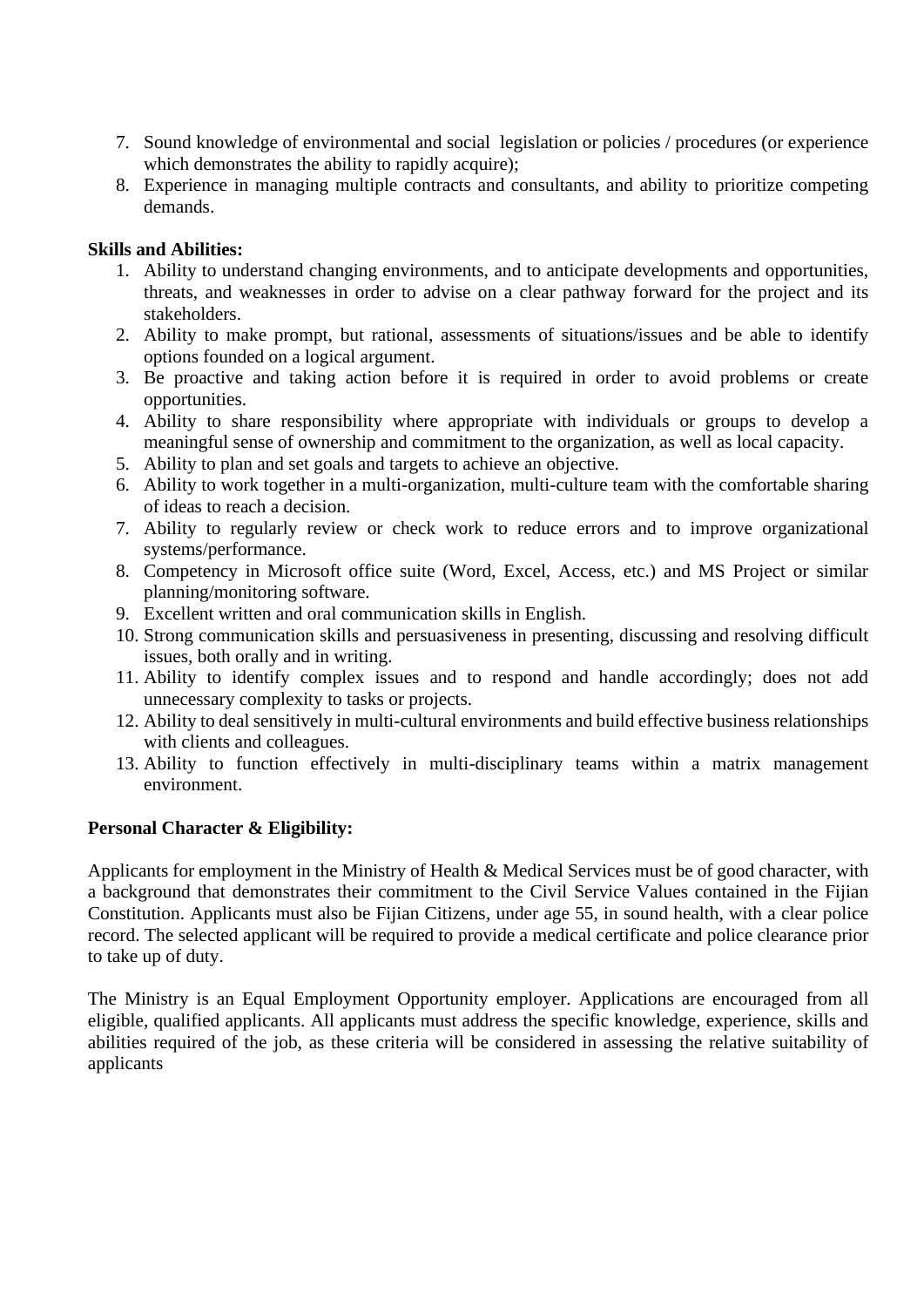7. Sound knowledge of environmental and social legislation or policies / procedures (or experience which demonstrates the ability to rapidly acquire);
8. Experience in managing multiple contracts and consultants, and ability to prioritize competing demands.

**Skills and Abilities:**

1. Ability to understand changing environments, and to anticipate developments and opportunities, threats, and weaknesses in order to advise on a clear pathway forward for the project and its stakeholders.
2. Ability to make prompt, but rational, assessments of situations/issues and be able to identify options founded on a logical argument.
3. Be proactive and taking action before it is required in order to avoid problems or create opportunities.
4. Ability to share responsibility where appropriate with individuals or groups to develop a meaningful sense of ownership and commitment to the organization, as well as local capacity.
5. Ability to plan and set goals and targets to achieve an objective.
6. Ability to work together in a multi-organization, multi-culture team with the comfortable sharing of ideas to reach a decision.
7. Ability to regularly review or check work to reduce errors and to improve organizational systems/performance.
8. Competency in Microsoft office suite (Word, Excel, Access, etc.) and MS Project or similar planning/monitoring software.
9. Excellent written and oral communication skills in English.
10. Strong communication skills and persuasiveness in presenting, discussing and resolving difficult issues, both orally and in writing.
11. Ability to identify complex issues and to respond and handle accordingly; does not add unnecessary complexity to tasks or projects.
12. Ability to deal sensitively in multi-cultural environments and build effective business relationships with clients and colleagues.
13. Ability to function effectively in multi-disciplinary teams within a matrix management environment.

**Personal Character & Eligibility:**

Applicants for employment in the Ministry of Health & Medical Services must be of good character, with a background that demonstrates their commitment to the Civil Service Values contained in the Fijian Constitution. Applicants must also be Fijian Citizens, under age 55, in sound health, with a clear police record. The selected applicant will be required to provide a medical certificate and police clearance prior to take up of duty.

The Ministry is an Equal Employment Opportunity employer. Applications are encouraged from all eligible, qualified applicants. All applicants must address the specific knowledge, experience, skills and abilities required of the job, as these criteria will be considered in assessing the relative suitability of applicants